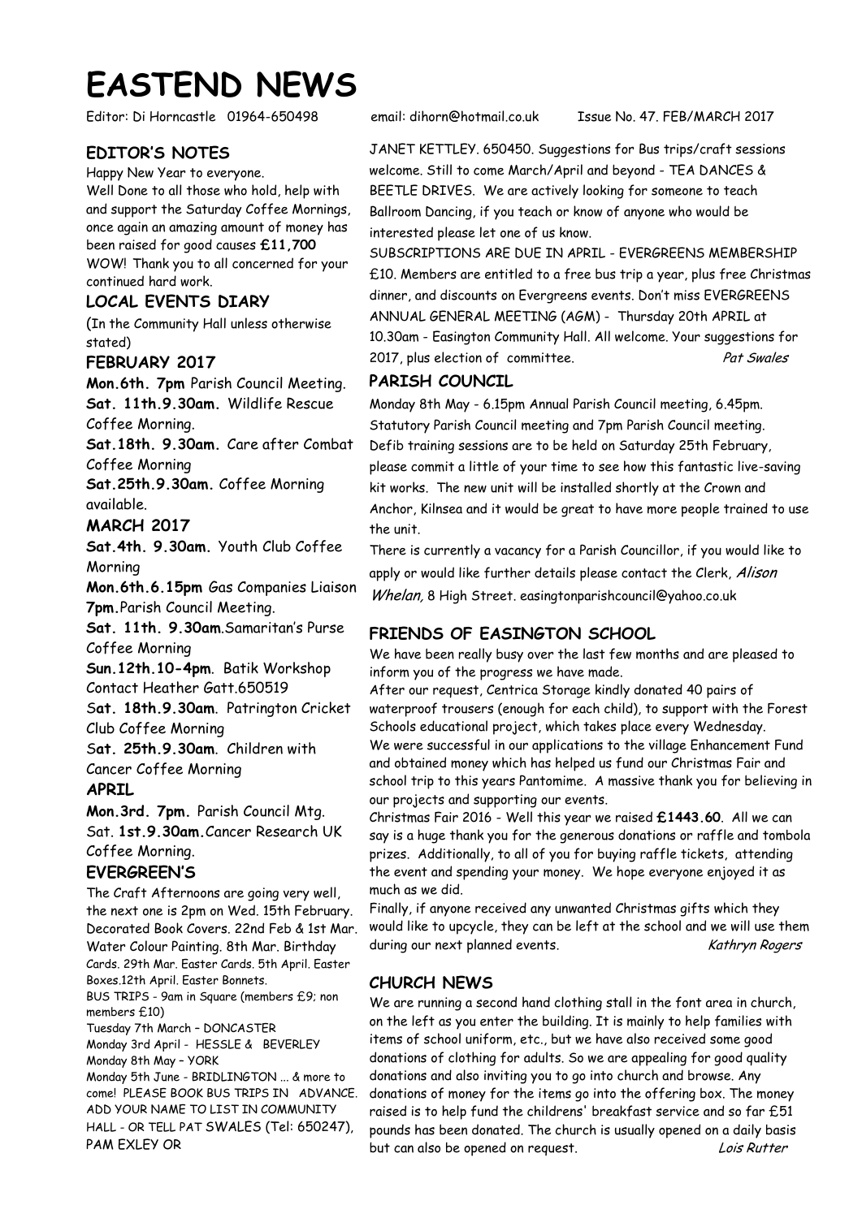# EASTEND NEWS

Editor: Di Horncastle 01964-650498 email: dihorn@hotmail.co.uk Issue No. 47. FEB/MARCH 2017

## EDITOR'S NOTES

Happy New Year to everyone.

Well Done to all those who hold, help with and support the Saturday Coffee Mornings, once again an amazing amount of money has been raised for good causes **£11,700** WOW! Thank you to all concerned for your continued hard work.

## LOCAL EVENTS DIARY

(In the Community Hall unless otherwise stated)

### FEBRUARY 2017

**Mon.6th. 7pm** Parish Council Meeting.

**Sat. 11th.9.30am.** Wildlife Rescue Coffee Morning.

**Sat.18th. 9.30am.** Care after Combat Coffee Morning

**Sat.25th.9.30am.** Coffee Morning available.

### MARCH 2017

**Sat.4th. 9.30am.** Youth Club Coffee Morning

**Mon.6th.6.15pm** Gas Companies Liaison **7pm.**Parish Council Meeting.

**Sat. 11th. 9.30am**.Samaritan's Purse Coffee Morning

**Sun.12th.10-4pm**. Batik Workshop Contact Heather Gatt.650519

S**at. 18th.9.30am**. Patrington Cricket Club Coffee Morning

S**at. 25th.9.30am**. Children with Cancer Coffee Morning

### APRIL

**Mon.3rd. 7pm.** Parish Council Mtg.

Sat. **1st.9.30am.**Cancer Research UK Coffee Morning.

## EVERGREEN'S

The Craft Afternoons are going very well, the next one is 2pm on Wed. 15th February. Decorated Book Covers. 22nd Feb & 1st Mar. Water Colour Painting. 8th Mar. Birthday Cards. 29th Mar. Easter Cards. 5th April. Easter Boxes.12th April. Easter Bonnets.

BUS TRIPS - 9am in Square (members £9; non members £10)

Tuesday 7th March – DONCASTER

Monday 3rd April - HESSLE & BEVERLEY

Monday 8th May – YORK

Monday 5th June - BRIDLINGTON ... & more to come! PLEASE BOOK BUS TRIPS IN ADVANCE. ADD YOUR NAME TO LIST IN COMMUNITY HALL - OR TELL PAT SWALES (Tel: 650247), PAM EXLEY OR JANET KETTLEY. 650450. Suggestions for Bus trips/craft sessions welcome. Still to come March/April and beyond - TEA DANCES & BEETLE DRIVES. We are actively looking for someone to teach Ballroom Dancing, if you teach or know of anyone who would be interested please let one of us know.

SUBSCRIPTIONS ARE DUE IN APRIL - EVERGREENS MEMBERSHIP £10. Members are entitled to a free bus trip a year, plus free Christmas dinner, and discounts on Evergreens events. Don't miss EVERGREENS ANNUAL GENERAL MEETING (AGM) - Thursday 20th APRIL at 10.30am - Easington Community Hall. All welcome. Your suggestions for 2017, plus election of committee.

*Pat Swales*

## PARISH COUNCIL

Monday 8th May - 6.15pm Annual Parish Council meeting, 6.45pm. Statutory Parish Council meeting and 7pm Parish Council meeting. Defib training sessions are to be held on Saturday 25th February, please commit a little of your time to see how this fantastic live-saving kit works. The new unit will be installed shortly at the Crown and Anchor, Kilnsea and it would be great to have more people trained to use the unit.

There is currently a vacancy for a Parish Councillor, if you would like to apply or would like further details please contact the Clerk, *Alison Whelan,* 8 High Street. easingtonparishcouncil@yahoo.co.uk

## FRIENDS OF EASINGTON SCHOOL

We have been really busy over the last few months and are pleased to inform you of the progress we have made.

After our request, Centrica Storage kindly donated 40 pairs of waterproof trousers (enough for each child), to support with the Forest Schools educational project, which takes place every Wednesday.

We were successful in our applications to the village Enhancement Fund and obtained money which has helped us fund our Christmas Fair and school trip to this years Pantomime. A massive thank you for believing in our projects and supporting our events.

Christmas Fair 2016 - Well this year we raised **£1443.60**. All we can say is a huge thank you for the generous donations or raffle and tombola prizes. Additionally, to all of you for buying raffle tickets, attending the event and spending your money. We hope everyone enjoyed it as much as we did.

Finally, if anyone received any unwanted Christmas gifts which they would like to upcycle, they can be left at the school and we will use them during our next planned events.

*Kathryn Rogers*

## CHURCH NEWS

We are running a second hand clothing stall in the font area in church, on the left as you enter the building. It is mainly to help families with items of school uniform, etc., but we have also received some good donations of clothing for adults. So we are appealing for good quality donations and also inviting you to go into church and browse. Any donations of money for the items go into the offering box. The money raised is to help fund the childrens' breakfast service and so far £51 pounds has been donated. The church is usually opened on a daily basis but can also be opened on request.

*Lois Rutter*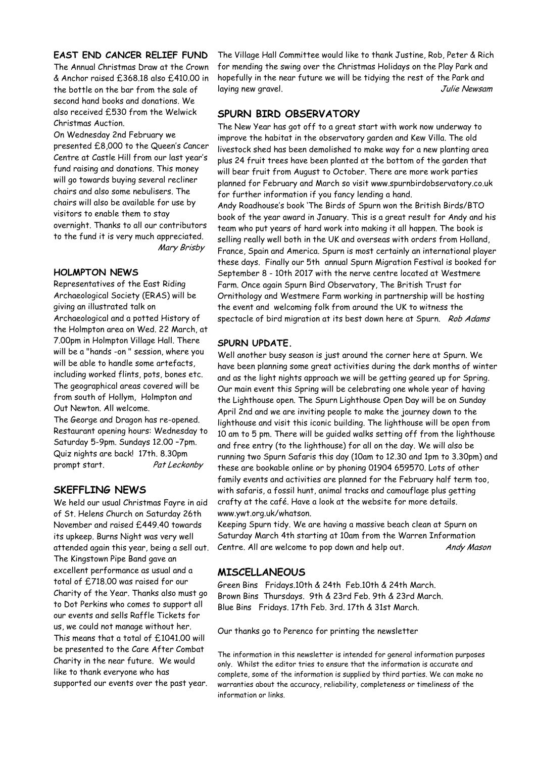## EAST END CANCER RELIEF FUND

The Annual Christmas Draw at the Crown & Anchor raised £368.18 also £410.00 in the bottle on the bar from the sale of second hand books and donations. We also received £530 from the Welwick Christmas Auction.

On Wednesday 2nd February we presented £8,000 to the Queen's Cancer Centre at Castle Hill from our last year's fund raising and donations. This money will go towards buying several recliner chairs and also some nebulisers. The chairs will also be available for use by visitors to enable them to stay overnight. Thanks to all our contributors to the fund it is very much appreciated. *Mary Brisby*

## HOLMPTON NEWS

Representatives of the East Riding Archaeological Society (ERAS) will be giving an illustrated talk on Archaeological and a potted History of the Holmpton area on Wed. 22 March, at 7.00pm in Holmpton Village Hall. There will be a "hands -on " session, where you will be able to handle some artefacts, including worked flints, pots, bones etc. The geographical areas covered will be from south of Hollym, Holmpton and Out Newton. All welcome.

The George and Dragon has re-opened. Restaurant opening hours: Wednesday to Saturday 5-9pm. Sundays 12.00 –7pm. Quiz nights are back! 17th. 8.30pm prompt start. *Pat Leckonby*

## SKEFFLING NEWS

We held our usual Christmas Fayre in aid of St. Helens Church on Saturday 26th November and raised £449.40 towards its upkeep. Burns Night was very well attended again this year, being a sell out. The Kingstown Pipe Band gave an excellent performance as usual and a total of £718.00 was raised for our Charity of the Year. Thanks also must go to Dot Perkins who comes to support all our events and sells Raffle Tickets for us, we could not manage without her. This means that a total of £1041.00 will be presented to the Care After Combat Charity in the near future. We would like to thank everyone who has supported our events over the past year.

The Village Hall Committee would like to thank Justine, Rob, Peter & Rich for mending the swing over the Christmas Holidays on the Play Park and hopefully in the near future we will be tidying the rest of the Park and laying new gravel. *Julie Newsam*

## SPURN BIRD OBSERVATORY

The New Year has got off to a great start with work now underway to improve the habitat in the observatory garden and Kew Villa. The old livestock shed has been demolished to make way for a new planting area plus 24 fruit trees have been planted at the bottom of the garden that will bear fruit from August to October. There are more work parties planned for February and March so visit www.spurnbirdobservatory.co.uk for further information if you fancy lending a hand.

Andy Roadhouse's book 'The Birds of Spurn won the British Birds/BTO book of the year award in January. This is a great result for Andy and his team who put years of hard work into making it all happen. The book is selling really well both in the UK and overseas with orders from Holland, France, Spain and America. Spurn is most certainly an international player these days. Finally our 5th annual Spurn Migration Festival is booked for September 8 - 10th 2017 with the nerve centre located at Westmere Farm. Once again Spurn Bird Observatory, The British Trust for Ornithology and Westmere Farm working in partnership will be hosting the event and welcoming folk from around the UK to witness the spectacle of bird migration at its best down here at Spurn. *Rob Adams*

## SPURN UPDATE.

Well another busy season is just around the corner here at Spurn. We have been planning some great activities during the dark months of winter and as the light nights approach we will be getting geared up for Spring. Our main event this Spring will be celebrating one whole year of having the Lighthouse open. The Spurn Lighthouse Open Day will be on Sunday April 2nd and we are inviting people to make the journey down to the lighthouse and visit this iconic building. The lighthouse will be open from 10 am to 5 pm. There will be guided walks setting off from the lighthouse and free entry (to the lighthouse) for all on the day. We will also be running two Spurn Safaris this day (10am to 12.30 and 1pm to 3.30pm) and these are bookable online or by phoning 01904 659570. Lots of other family events and activities are planned for the February half term too, with safaris, a fossil hunt, animal tracks and camouflage plus getting crafty at the café. Have a look at the website for more details. www.ywt.org.uk/whatson.

Keeping Spurn tidy. We are having a massive beach clean at Spurn on Saturday March 4th starting at 10am from the Warren Information Centre. All are welcome to pop down and help out. *Andy Mason*

## MISCELLANEOUS

Green Bins Fridays.10th & 24th Feb.10th & 24th March.
Brown Bins Thursdays. 9th & 23rd Feb. 9th & 23rd March.
Blue Bins Fridays. 17th Feb. 3rd. 17th & 31st March.

Our thanks go to Perenco for printing the newsletter

The information in this newsletter is intended for general information purposes only. Whilst the editor tries to ensure that the information is accurate and complete, some of the information is supplied by third parties. We can make no warranties about the accuracy, reliability, completeness or timeliness of the information or links.